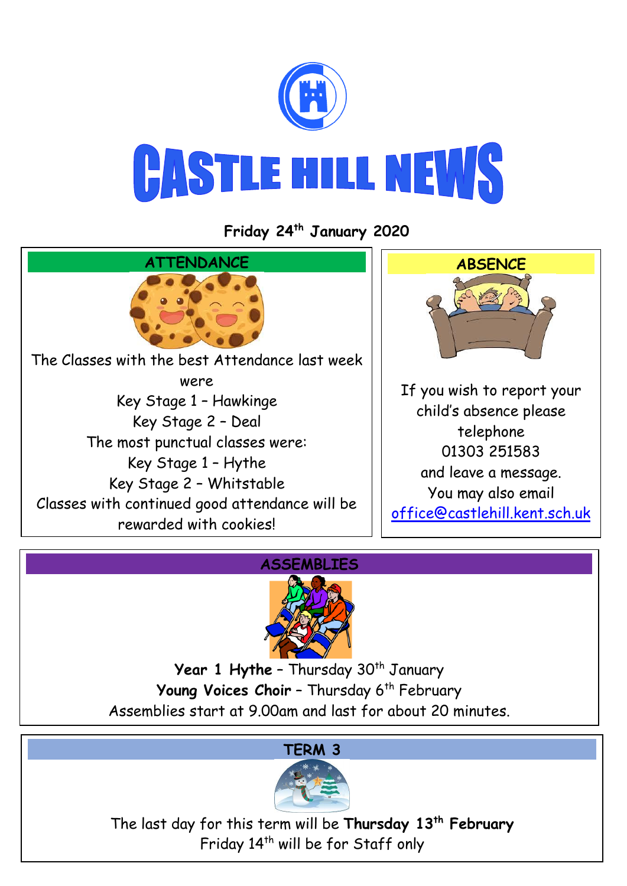# CASTLE HILL NEWS

**Friday 24th January 2020**

## ATTENDANCE

The Classes with the best Attendance last week were

Key Stage 1 – Hawkinge

Key Stage 2 – Deal

The most punctual classes were:

Key Stage 1 – Hythe

Key Stage 2 – Whitstable

Classes with continued good attendance will be rewarded with cookies!

## ABSENCE

If you wish to report your child's absence please telephone 01303 251583 and leave a message.

You may also email [office@castlehill.kent.sch.uk](mailto:office@castlehill.kent.sch.uk)

## ASSEMBLIES

**Year 1 Hythe** – Thursday 30th January

**Young Voices Choir** – Thursday 6th February

Assemblies start at 9.00am and last for about 20 minutes.

## TERM 3

The last day for this term will be **Thursday 13th February**

Friday 14th will be for Staff only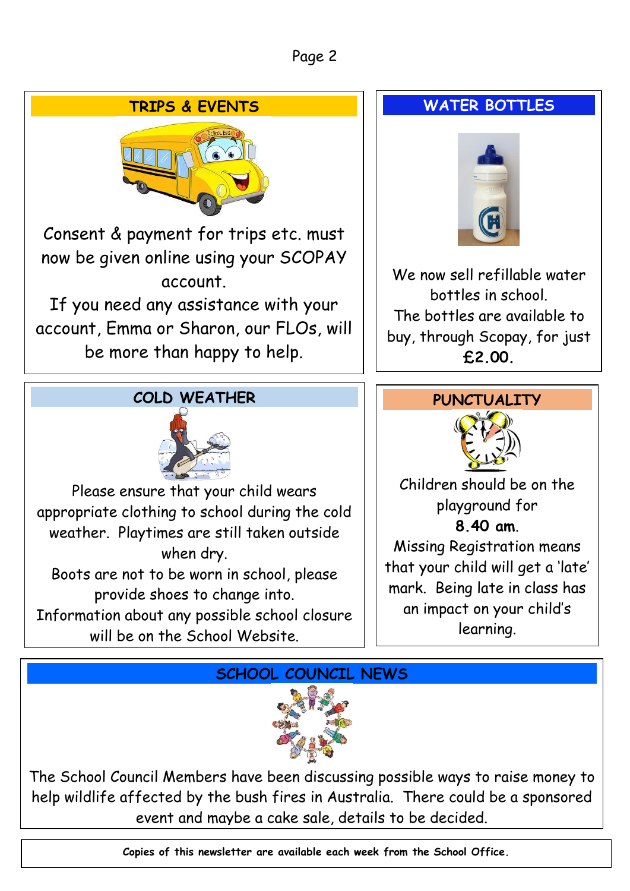## TRIPS & EVENTS

Consent & payment for trips etc. must now be given online using your SCOPAY account.
If you need any assistance with your account, Emma or Sharon, our FLOs, will be more than happy to help.

## WATER BOTTLES

We now sell refillable water bottles in school.
The bottles are available to buy, through Scopay, for just **£2.00**.

## COLD WEATHER

Please ensure that your child wears appropriate clothing to school during the cold weather. Playtimes are still taken outside when dry.
Boots are not to be worn in school, please provide shoes to change into.
Information about any possible school closure will be on the School Website.

## PUNCTUALITY

Children should be on the playground for **8.40 am**.
Missing Registration means that your child will get a 'late' mark. Being late in class has an impact on your child's learning.

## SCHOOL COUNCIL NEWS

The School Council Members have been discussing possible ways to raise money to help wildlife affected by the bush fires in Australia. There could be a sponsored event and maybe a cake sale, details to be decided.

**Copies of this newsletter are available each week from the School Office.**